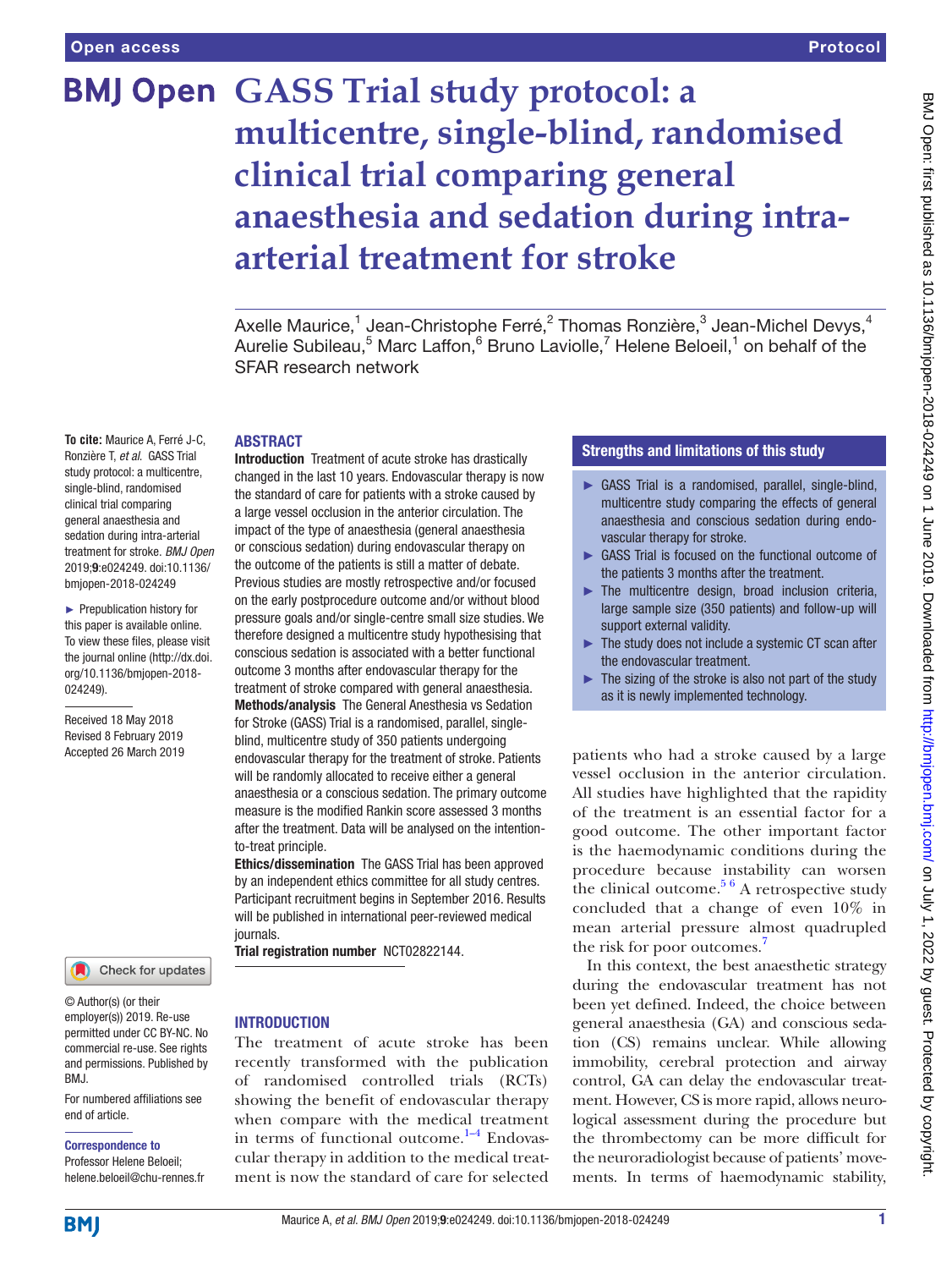# GASS Trial study protocol: a multicentre, single-blind, randomised clinical trial comparing general anaesthesia and sedation during intra-arterial treatment for stroke

Axelle Maurice,[1] Jean-Christophe Ferré,[2] Thomas Ronzière,[3] Jean-Michel Devys,[4] Aurelie Subileau,[5] Marc Laffon,[6] Bruno Laviolle,[7] Helene Beloeil,[1] on behalf of the SFAR research network

**To cite:** Maurice A, Ferré J-C, Ronzière T, *et al*. GASS Trial study protocol: a multicentre, single-blind, randomised clinical trial comparing general anaesthesia and sedation during intra-arterial treatment for stroke. *BMJ Open* 2019;**9**:e024249. doi:10.1136/bmjopen-2018-024249

► Prepublication history for this paper is available online. To view these files, please visit the journal online (http://dx.doi.org/10.1136/bmjopen-2018-024249).

Received 18 May 2018
Revised 8 February 2019
Accepted 26 March 2019

© Author(s) (or their employer(s)) 2019. Re-use permitted under CC BY-NC. No commercial re-use. See rights and permissions. Published by BMJ.

For numbered affiliations see end of article.

**Correspondence to**
Professor Helene Beloeil; helene.beloeil@chu-rennes.fr

## ABSTRACT

**Introduction** Treatment of acute stroke has drastically changed in the last 10 years. Endovascular therapy is now the standard of care for patients with a stroke caused by a large vessel occlusion in the anterior circulation. The impact of the type of anaesthesia (general anaesthesia or conscious sedation) during endovascular therapy on the outcome of the patients is still a matter of debate. Previous studies are mostly retrospective and/or focused on the early postprocedure outcome and/or without blood pressure goals and/or single-centre small size studies. We therefore designed a multicentre study hypothesising that conscious sedation is associated with a better functional outcome 3 months after endovascular therapy for the treatment of stroke compared with general anaesthesia.

**Methods/analysis** The General Anesthesia vs Sedation for Stroke (GASS) Trial is a randomised, parallel, single-blind, multicentre study of 350 patients undergoing endovascular therapy for the treatment of stroke. Patients will be randomly allocated to receive either a general anaesthesia or a conscious sedation. The primary outcome measure is the modified Rankin score assessed 3 months after the treatment. Data will be analysed on the intention-to-treat principle.

**Ethics/dissemination** The GASS Trial has been approved by an independent ethics committee for all study centres. Participant recruitment begins in September 2016. Results will be published in international peer-reviewed medical journals.

**Trial registration number** NCT02822144.

## Strengths and limitations of this study

- ► GASS Trial is a randomised, parallel, single-blind, multicentre study comparing the effects of general anaesthesia and conscious sedation during endovascular therapy for stroke.
- ► GASS Trial is focused on the functional outcome of the patients 3 months after the treatment.
- ► The multicentre design, broad inclusion criteria, large sample size (350 patients) and follow-up will support external validity.
- ► The study does not include a systemic CT scan after the endovascular treatment.
- ► The sizing of the stroke is also not part of the study as it is newly implemented technology.

## INTRODUCTION

The treatment of acute stroke has been recently transformed with the publication of randomised controlled trials (RCTs) showing the benefit of endovascular therapy when compare with the medical treatment in terms of functional outcome.[1–4] Endovascular therapy in addition to the medical treatment is now the standard of care for selected patients who had a stroke caused by a large vessel occlusion in the anterior circulation. All studies have highlighted that the rapidity of the treatment is an essential factor for a good outcome. The other important factor is the haemodynamic conditions during the procedure because instability can worsen the clinical outcome.[5 6] A retrospective study concluded that a change of even 10% in mean arterial pressure almost quadrupled the risk for poor outcomes.[7]

In this context, the best anaesthetic strategy during the endovascular treatment has not been yet defined. Indeed, the choice between general anaesthesia (GA) and conscious sedation (CS) remains unclear. While allowing immobility, cerebral protection and airway control, GA can delay the endovascular treatment. However, CS is more rapid, allows neurological assessment during the procedure but the thrombectomy can be more difficult for the neuroradiologist because of patients' movements. In terms of haemodynamic stability,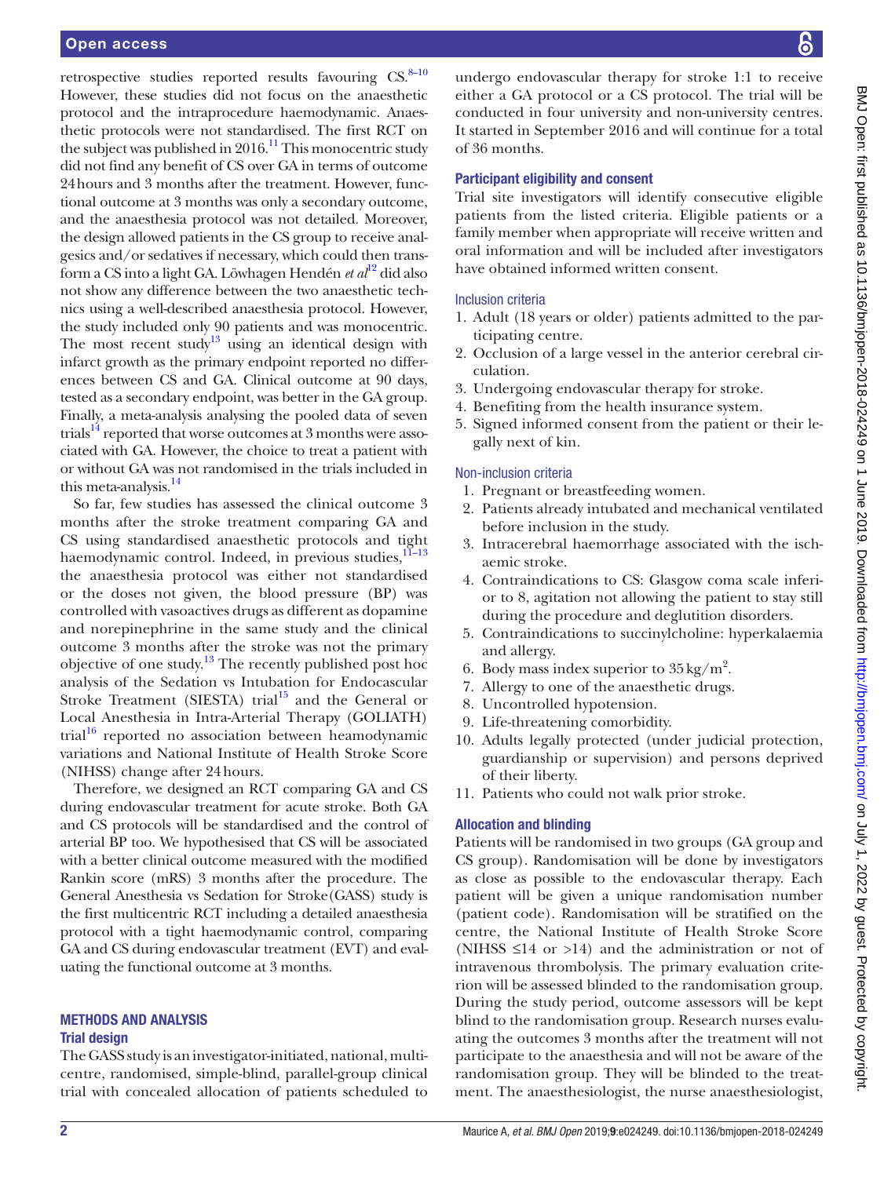retrospective studies reported results favouring CS.[8–10] However, these studies did not focus on the anaesthetic protocol and the intraprocedure haemodynamic. Anaesthetic protocols were not standardised. The first RCT on the subject was published in 2016.[11] This monocentric study did not find any benefit of CS over GA in terms of outcome 24 hours and 3 months after the treatment. However, functional outcome at 3 months was only a secondary outcome, and the anaesthesia protocol was not detailed. Moreover, the design allowed patients in the CS group to receive analgesics and/or sedatives if necessary, which could then transform a CS into a light GA. Löwhagen Hendén *et al*[12] did also not show any difference between the two anaesthetic technics using a well-described anaesthesia protocol. However, the study included only 90 patients and was monocentric. The most recent study[13] using an identical design with infarct growth as the primary endpoint reported no differences between CS and GA. Clinical outcome at 90 days, tested as a secondary endpoint, was better in the GA group. Finally, a meta-analysis analysing the pooled data of seven trials[14] reported that worse outcomes at 3 months were associated with GA. However, the choice to treat a patient with or without GA was not randomised in the trials included in this meta-analysis.[14]

So far, few studies has assessed the clinical outcome 3 months after the stroke treatment comparing GA and CS using standardised anaesthetic protocols and tight haemodynamic control. Indeed, in previous studies,[11–13] the anaesthesia protocol was either not standardised or the doses not given, the blood pressure (BP) was controlled with vasoactives drugs as different as dopamine and norepinephrine in the same study and the clinical outcome 3 months after the stroke was not the primary objective of one study.[13] The recently published post hoc analysis of the Sedation vs Intubation for Endocascular Stroke Treatment (SIESTA) trial[15] and the General or Local Anesthesia in Intra-Arterial Therapy (GOLIATH) trial[16] reported no association between heamodynamic variations and National Institute of Health Stroke Score (NIHSS) change after 24 hours.

Therefore, we designed an RCT comparing GA and CS during endovascular treatment for acute stroke. Both GA and CS protocols will be standardised and the control of arterial BP too. We hypothesised that CS will be associated with a better clinical outcome measured with the modified Rankin score (mRS) 3 months after the procedure. The General Anesthesia vs Sedation for Stroke (GASS) study is the first multicentric RCT including a detailed anaesthesia protocol with a tight haemodynamic control, comparing GA and CS during endovascular treatment (EVT) and evaluating the functional outcome at 3 months.

## METHODS AND ANALYSIS

### Trial design

The GASS study is an investigator-initiated, national, multicentre, randomised, simple-blind, parallel-group clinical trial with concealed allocation of patients scheduled to undergo endovascular therapy for stroke 1:1 to receive either a GA protocol or a CS protocol. The trial will be conducted in four university and non-university centres. It started in September 2016 and will continue for a total of 36 months.

### Participant eligibility and consent

Trial site investigators will identify consecutive eligible patients from the listed criteria. Eligible patients or a family member when appropriate will receive written and oral information and will be included after investigators have obtained informed written consent.

#### Inclusion criteria

1. Adult (18 years or older) patients admitted to the participating centre.
2. Occlusion of a large vessel in the anterior cerebral circulation.
3. Undergoing endovascular therapy for stroke.
4. Benefiting from the health insurance system.
5. Signed informed consent from the patient or their legally next of kin.

#### Non-inclusion criteria

1. Pregnant or breastfeeding women.
2. Patients already intubated and mechanical ventilated before inclusion in the study.
3. Intracerebral haemorrhage associated with the ischaemic stroke.
4. Contraindications to CS: Glasgow coma scale inferior to 8, agitation not allowing the patient to stay still during the procedure and deglution disorders.
5. Contraindications to succinylcholine: hyperkalaemia and allergy.
6. Body mass index superior to 35 $kg/m^2$.
7. Allergy to one of the anaesthetic drugs.
8. Uncontrolled hypotension.
9. Life-threatening comorbidity.
10. Adults legally protected (under judicial protection, guardianship or supervision) and persons deprived of their liberty.
11. Patients who could not walk prior stroke.

### Allocation and blinding

Patients will be randomised in two groups (GA group and CS group). Randomisation will be done by investigators as close as possible to the endovascular therapy. Each patient will be given a unique randomisation number (patient code). Randomisation will be stratified on the centre, the National Institute of Health Stroke Score (NIHSS ≤14 or >14) and the administration or not of intravenous thrombolysis. The primary evaluation criterion will be assessed blinded to the randomisation group. During the study period, outcome assessors will be kept blind to the randomisation group. Research nurses evaluating the outcomes 3 months after the treatment will not participate to the anaesthesia and will not be aware of the randomisation group. They will be blinded to the treatment. The anaesthesiologist, the nurse anaesthesiologist,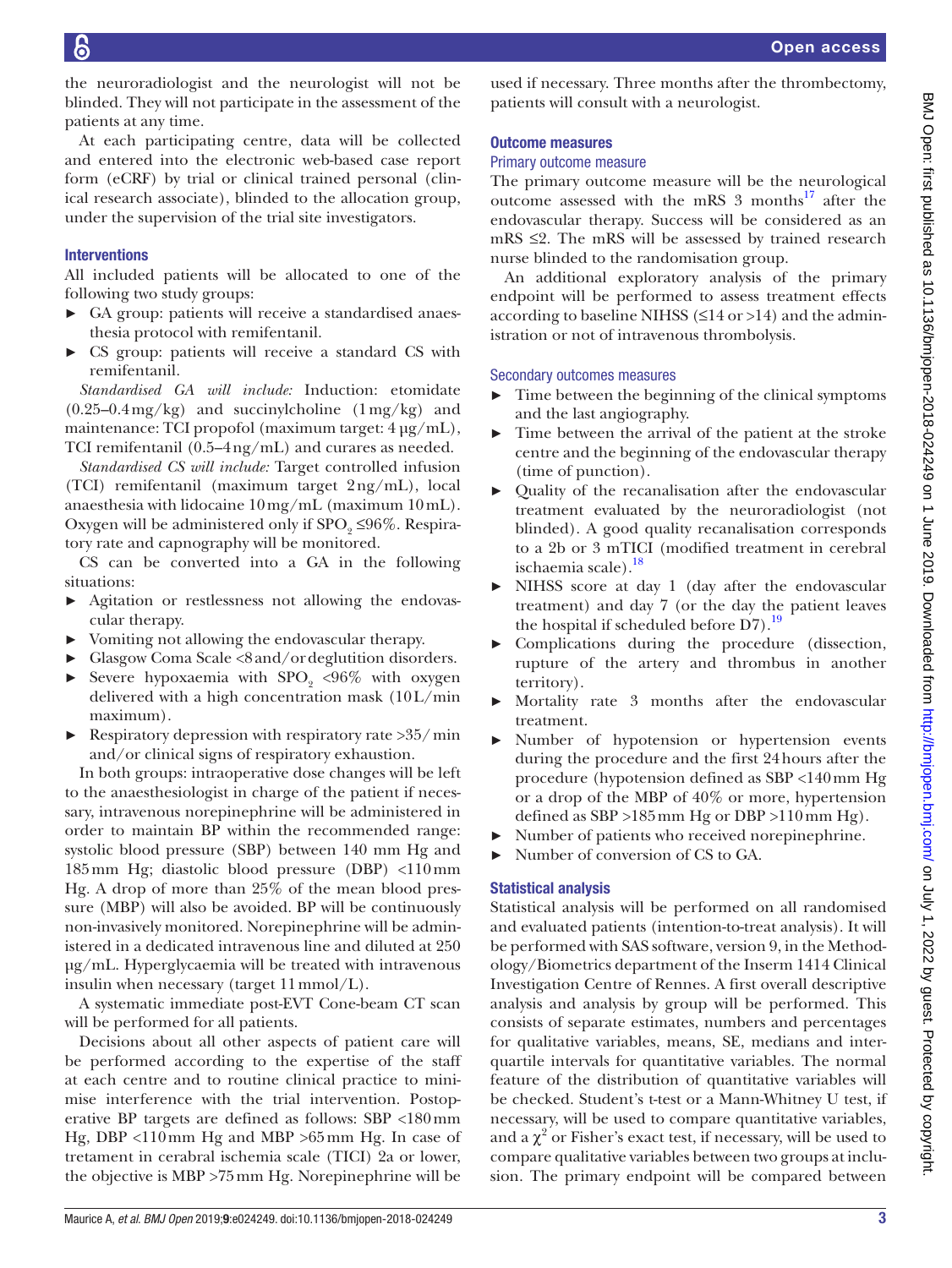the neuroradiologist and the neurologist will not be blinded. They will not participate in the assessment of the patients at any time.

At each participating centre, data will be collected and entered into the electronic web-based case report form (eCRF) by trial or clinical trained personal (clinical research associate), blinded to the allocation group, under the supervision of the trial site investigators.

### Interventions

All included patients will be allocated to one of the following two study groups:

- GA group: patients will receive a standardised anaesthesia protocol with remifentanil.
- CS group: patients will receive a standard CS with remifentanil.

*Standardised GA will include:* Induction: etomidate (0.25–0.4 mg/kg) and succinylcholine (1 mg/kg) and maintenance: TCI propofol (maximum target: 4 µg/mL), TCI remifentanil (0.5–4 ng/mL) and curares as needed.

*Standardised CS will include:* Target controlled infusion (TCI) remifentanil (maximum target 2 ng/mL), local anaesthesia with lidocaine 10 mg/mL (maximum 10 mL). Oxygen will be administered only if $SPO_2$ ≤96%. Respiratory rate and capnography will be monitored.

CS can be converted into a GA in the following situations:

- Agitation or restlessness not allowing the endovascular therapy.
- Vomiting not allowing the endovascular therapy.
- Glasgow Coma Scale <8 and/or deglutition disorders.
- Severe hypoxaemia with $SPO_2$ <96% with oxygen delivered with a high concentration mask (10 L/min maximum).
- Respiratory depression with respiratory rate >35/min and/or clinical signs of respiratory exhaustion.

In both groups: intraoperative dose changes will be left to the anaesthesiologist in charge of the patient if necessary, intravenous norepinephrine will be administered in order to maintain BP within the recommended range: systolic blood pressure (SBP) between 140 mm Hg and 185 mm Hg; diastolic blood pressure (DBP) <110 mm Hg. A drop of more than 25% of the mean blood pressure (MBP) will also be avoided. BP will be continuously non-invasively monitored. Norepinephrine will be administered in a dedicated intravenous line and diluted at 250 µg/mL. Hyperglycaemia will be treated with intravenous insulin when necessary (target 11 mmol/L).

A systematic immediate post-EVT Cone-beam CT scan will be performed for all patients.

Decisions about all other aspects of patient care will be performed according to the expertise of the staff at each centre and to routine clinical practice to minimise interference with the trial intervention. Postoperative BP targets are defined as follows: SBP <180 mm Hg, DBP <110 mm Hg and MBP >65 mm Hg. In case of tretament in cerabral ischemia scale (TICI) 2a or lower, the objective is MBP >75 mm Hg. Norepinephrine will be used if necessary. Three months after the thrombectomy, patients will consult with a neurologist.

### Outcome measures

#### Primary outcome measure

The primary outcome measure will be the neurological outcome assessed with the mRS 3 months[17] after the endovascular therapy. Success will be considered as an mRS ≤2. The mRS will be assessed by trained research nurse blinded to the randomisation group.

An additional exploratory analysis of the primary endpoint will be performed to assess treatment effects according to baseline NIHSS (≤14 or >14) and the administration or not of intravenous thrombolysis.

#### Secondary outcomes measures

- Time between the beginning of the clinical symptoms and the last angiography.
- Time between the arrival of the patient at the stroke centre and the beginning of the endovascular therapy (time of punction).
- Quality of the recanalisation after the endovascular treatment evaluated by the neuroradiologist (not blinded). A good quality recanalisation corresponds to a 2b or 3 mTICI (modified treatment in cerebral ischaemia scale).[18]
- NIHSS score at day 1 (day after the endovascular treatment) and day 7 (or the day the patient leaves the hospital if scheduled before D7).[19]
- Complications during the procedure (dissection, rupture of the artery and thrombus in another territory).
- Mortality rate 3 months after the endovascular treatment.
- Number of hypotension or hypertension events during the procedure and the first 24 hours after the procedure (hypotension defined as SBP <140 mm Hg or a drop of the MBP of 40% or more, hypertension defined as SBP >185 mm Hg or DBP >110 mm Hg).
- Number of patients who received norepinephrine.
- Number of conversion of CS to GA.

### Statistical analysis

Statistical analysis will be performed on all randomised and evaluated patients (intention-to-treat analysis). It will be performed with SAS software, version 9, in the Methodology/Biometrics department of the Inserm 1414 Clinical Investigation Centre of Rennes. A first overall descriptive analysis and analysis by group will be performed. This consists of separate estimates, numbers and percentages for qualitative variables, means, SE, medians and interquartile intervals for quantitative variables. The normal feature of the distribution of quantitative variables will be checked. Student's t-test or a Mann-Whitney U test, if necessary, will be used to compare quantitative variables, and a $\chi^2$ or Fisher's exact test, if necessary, will be used to compare qualitative variables between two groups at inclusion. The primary endpoint will be compared between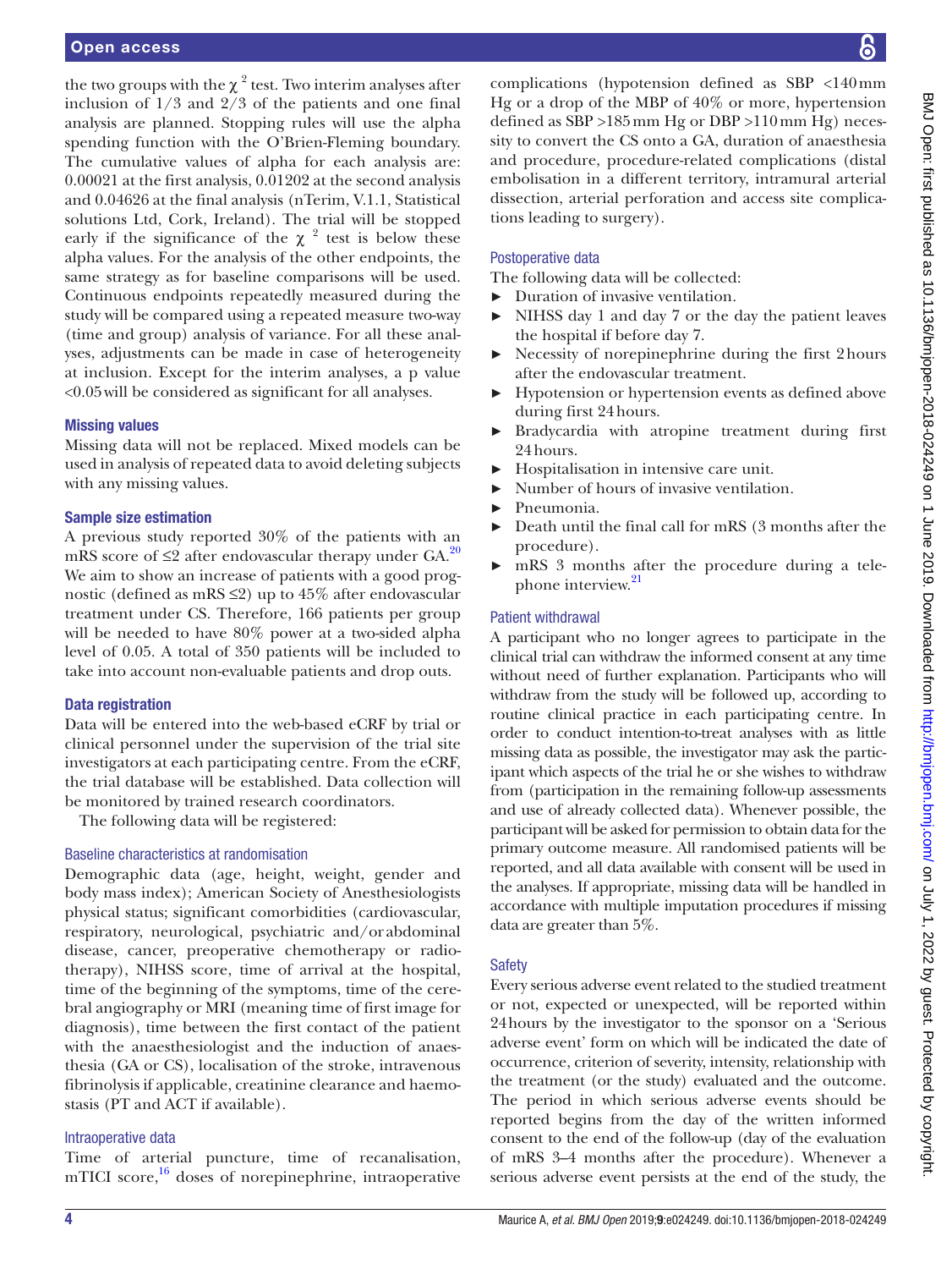the two groups with the $\chi^2$ test. Two interim analyses after inclusion of 1/3 and 2/3 of the patients and one final analysis are planned. Stopping rules will use the alpha spending function with the O'Brien-Fleming boundary. The cumulative values of alpha for each analysis are: 0.00021 at the first analysis, 0.01202 at the second analysis and 0.04626 at the final analysis (nTerim, V.1.1, Statistical solutions Ltd, Cork, Ireland). The trial will be stopped early if the significance of the $\chi^2$ test is below these alpha values. For the analysis of the other endpoints, the same strategy as for baseline comparisons will be used. Continuous endpoints repeatedly measured during the study will be compared using a repeated measure two-way (time and group) analysis of variance. For all these analyses, adjustments can be made in case of heterogeneity at inclusion. Except for the interim analyses, a p value <0.05 will be considered as significant for all analyses.

### Missing values

Missing data will not be replaced. Mixed models can be used in analysis of repeated data to avoid deleting subjects with any missing values.

### Sample size estimation

A previous study reported 30% of the patients with an mRS score of ≤2 after endovascular therapy under GA.[20] We aim to show an increase of patients with a good prognostic (defined as mRS ≤2) up to 45% after endovascular treatment under CS. Therefore, 166 patients per group will be needed to have 80% power at a two-sided alpha level of 0.05. A total of 350 patients will be included to take into account non-evaluable patients and drop outs.

### Data registration

Data will be entered into the web-based eCRF by trial or clinical personnel under the supervision of the trial site investigators at each participating centre. From the eCRF, the trial database will be established. Data collection will be monitored by trained research coordinators.

The following data will be registered:

#### Baseline characteristics at randomisation

Demographic data (age, height, weight, gender and body mass index); American Society of Anesthesiologists physical status; significant comorbidities (cardiovascular, respiratory, neurological, psychiatric and/or abdominal disease, cancer, preoperative chemotherapy or radiotherapy), NIHSS score, time of arrival at the hospital, time of the beginning of the symptoms, time of the cerebral angiography or MRI (meaning time of first image for diagnosis), time between the first contact of the patient with the anaesthesiologist and the induction of anaesthesia (GA or CS), localisation of the stroke, intravenous fibrinolysis if applicable, creatinine clearance and haemostasis (PT and ACT if available).

#### Intraoperative data

Time of arterial puncture, time of recanalisation, mTICI score,[16] doses of norepinephrine, intraoperative complications (hypotension defined as SBP <140 mm Hg or a drop of the MBP of 40% or more, hypertension defined as SBP >185 mm Hg or DBP >110 mm Hg) necessity to convert the CS onto a GA, duration of anaesthesia and procedure, procedure-related complications (distal embolisation in a different territory, intramural arterial dissection, arterial perforation and access site complications leading to surgery).

#### Postoperative data

The following data will be collected:

- Duration of invasive ventilation.
- NIHSS day 1 and day 7 or the day the patient leaves the hospital if before day 7.
- Necessity of norepinephrine during the first 2 hours after the endovascular treatment.
- Hypotension or hypertension events as defined above during first 24 hours.
- Bradycardia with atropine treatment during first 24 hours.
- Hospitalisation in intensive care unit.
- Number of hours of invasive ventilation.
- Pneumonia.
- Death until the final call for mRS (3 months after the procedure).
- mRS 3 months after the procedure during a telephone interview.[21]

#### Patient withdrawal

A participant who no longer agrees to participate in the clinical trial can withdraw the informed consent at any time without need of further explanation. Participants who will withdraw from the study will be followed up, according to routine clinical practice in each participating centre. In order to conduct intention-to-treat analyses with as little missing data as possible, the investigator may ask the participant which aspects of the trial he or she wishes to withdraw from (participation in the remaining follow-up assessments and use of already collected data). Whenever possible, the participant will be asked for permission to obtain data for the primary outcome measure. All randomised patients will be reported, and all data available with consent will be used in the analyses. If appropriate, missing data will be handled in accordance with multiple imputation procedures if missing data are greater than 5%.

#### Safety

Every serious adverse event related to the studied treatment or not, expected or unexpected, will be reported within 24 hours by the investigator to the sponsor on a 'Serious adverse event' form on which will be indicated the date of occurrence, criterion of severity, intensity, relationship with the treatment (or the study) evaluated and the outcome. The period in which serious adverse events should be reported begins from the day of the written informed consent to the end of the follow-up (day of the evaluation of mRS 3–4 months after the procedure). Whenever a serious adverse event persists at the end of the study, the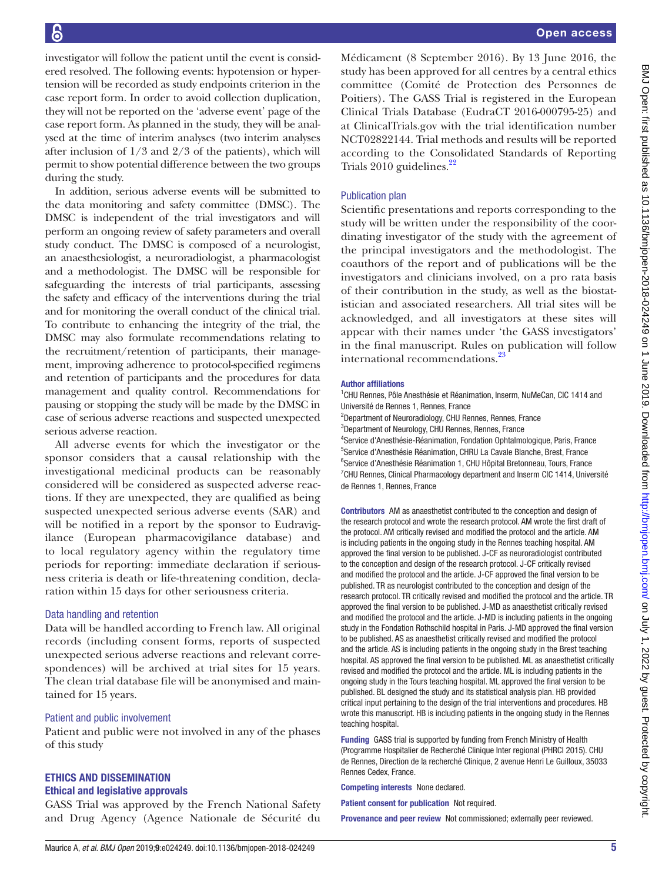investigator will follow the patient until the event is considered resolved. The following events: hypotension or hypertension will be recorded as study endpoints criterion in the case report form. In order to avoid collection duplication, they will not be reported on the 'adverse event' page of the case report form. As planned in the study, they will be analysed at the time of interim analyses (two interim analyses after inclusion of 1/3 and 2/3 of the patients), which will permit to show potential difference between the two groups during the study.

In addition, serious adverse events will be submitted to the data monitoring and safety committee (DMSC). The DMSC is independent of the trial investigators and will perform an ongoing review of safety parameters and overall study conduct. The DMSC is composed of a neurologist, an anaesthesiologist, a neuroradiologist, a pharmacologist and a methodologist. The DMSC will be responsible for safeguarding the interests of trial participants, assessing the safety and efficacy of the interventions during the trial and for monitoring the overall conduct of the clinical trial. To contribute to enhancing the integrity of the trial, the DMSC may also formulate recommendations relating to the recruitment/retention of participants, their management, improving adherence to protocol-specified regimens and retention of participants and the procedures for data management and quality control. Recommendations for pausing or stopping the study will be made by the DMSC in case of serious adverse reactions and suspected unexpected serious adverse reaction.

All adverse events for which the investigator or the sponsor considers that a causal relationship with the investigational medicinal products can be reasonably considered will be considered as suspected adverse reactions. If they are unexpected, they are qualified as being suspected unexpected serious adverse events (SAR) and will be notified in a report by the sponsor to Eudravigilance (European pharmacovigilance database) and to local regulatory agency within the regulatory time periods for reporting: immediate declaration if seriousness criteria is death or life-threatening condition, declaration within 15 days for other seriousness criteria.

### Data handling and retention

Data will be handled according to French law. All original records (including consent forms, reports of suspected unexpected serious adverse reactions and relevant correspondences) will be archived at trial sites for 15 years. The clean trial database file will be anonymised and maintained for 15 years.

### Patient and public involvement

Patient and public were not involved in any of the phases of this study

## ETHICS AND DISSEMINATION

### Ethical and legislative approvals

GASS Trial was approved by the French National Safety and Drug Agency (Agence Nationale de Sécurité du Médicament (8 September 2016). By 13 June 2016, the study has been approved for all centres by a central ethics committee (Comité de Protection des Personnes de Poitiers). The GASS Trial is registered in the European Clinical Trials Database (EudraCT 2016-000795-25) and at ClinicalTrials.gov with the trial identification number NCT02822144. Trial methods and results will be reported according to the Consolidated Standards of Reporting Trials 2010 guidelines.[22]

### Publication plan

Scientific presentations and reports corresponding to the study will be written under the responsibility of the coordinating investigator of the study with the agreement of the principal investigators and the methodologist. The coauthors of the report and of publications will be the investigators and clinicians involved, on a pro rata basis of their contribution in the study, as well as the biostatistician and associated researchers. All trial sites will be acknowledged, and all investigators at these sites will appear with their names under 'the GASS investigators' in the final manuscript. Rules on publication will follow international recommendations.[23]

**Author affiliations**

[1]CHU Rennes, Pôle Anesthésie et Réanimation, Inserm, NuMeCan, CIC 1414 and Université de Rennes 1, Rennes, France
[2]Department of Neuroradiology, CHU Rennes, Rennes, France
[3]Department of Neurology, CHU Rennes, Rennes, France
[4]Service d'Anesthésie-Réanimation, Fondation Ophtalmologique, Paris, France
[5]Service d'Anesthésie Réanimation, CHRU La Cavale Blanche, Brest, France
[6]Service d'Anesthésie Réanimation 1, CHU Hôpital Bretonneau, Tours, France
[7]CHU Rennes, Clinical Pharmacology department and Inserm CIC 1414, Université de Rennes 1, Rennes, France

**Contributors** AM as anaesthetist contributed to the conception and design of the research protocol and wrote the research protocol. AM wrote the first draft of the protocol. AM critically revised and modified the protocol and the article. AM is including patients in the ongoing study in the Rennes teaching hospital. AM approved the final version to be published. J-CF as neuroradiologist contributed to the conception and design of the research protocol. J-CF critically revised and modified the protocol and the article. J-CF approved the final version to be published. TR as neurologist contributed to the conception and design of the research protocol. TR critically revised and modified the protocol and the article. TR approved the final version to be published. J-MD as anaesthetist critically revised and modified the protocol and the article. J-MD is including patients in the ongoing study in the Fondation Rothschild hospital in Paris. J-MD approved the final version to be published. AS as anaesthetist critically revised and modified the protocol and the article. AS is including patients in the ongoing study in the Brest teaching hospital. AS approved the final version to be published. ML as anaesthetist critically revised and modified the protocol and the article. ML is including patients in the ongoing study in the Tours teaching hospital. ML approved the final version to be published. BL designed the study and its statistical analysis plan. HB provided critical input pertaining to the design of the trial interventions and procedures. HB wrote this manuscript. HB is including patients in the ongoing study in the Rennes teaching hospital.

**Funding** GASS trial is supported by funding from French Ministry of Health (Programme Hospitalier de Recherché Clinique Inter regional (PHRCI 2015). CHU de Rennes, Direction de la recherché Clinique, 2 avenue Henri Le Guilloux, 35033 Rennes Cedex, France.

**Competing interests** None declared.

**Patient consent for publication** Not required.

**Provenance and peer review** Not commissioned; externally peer reviewed.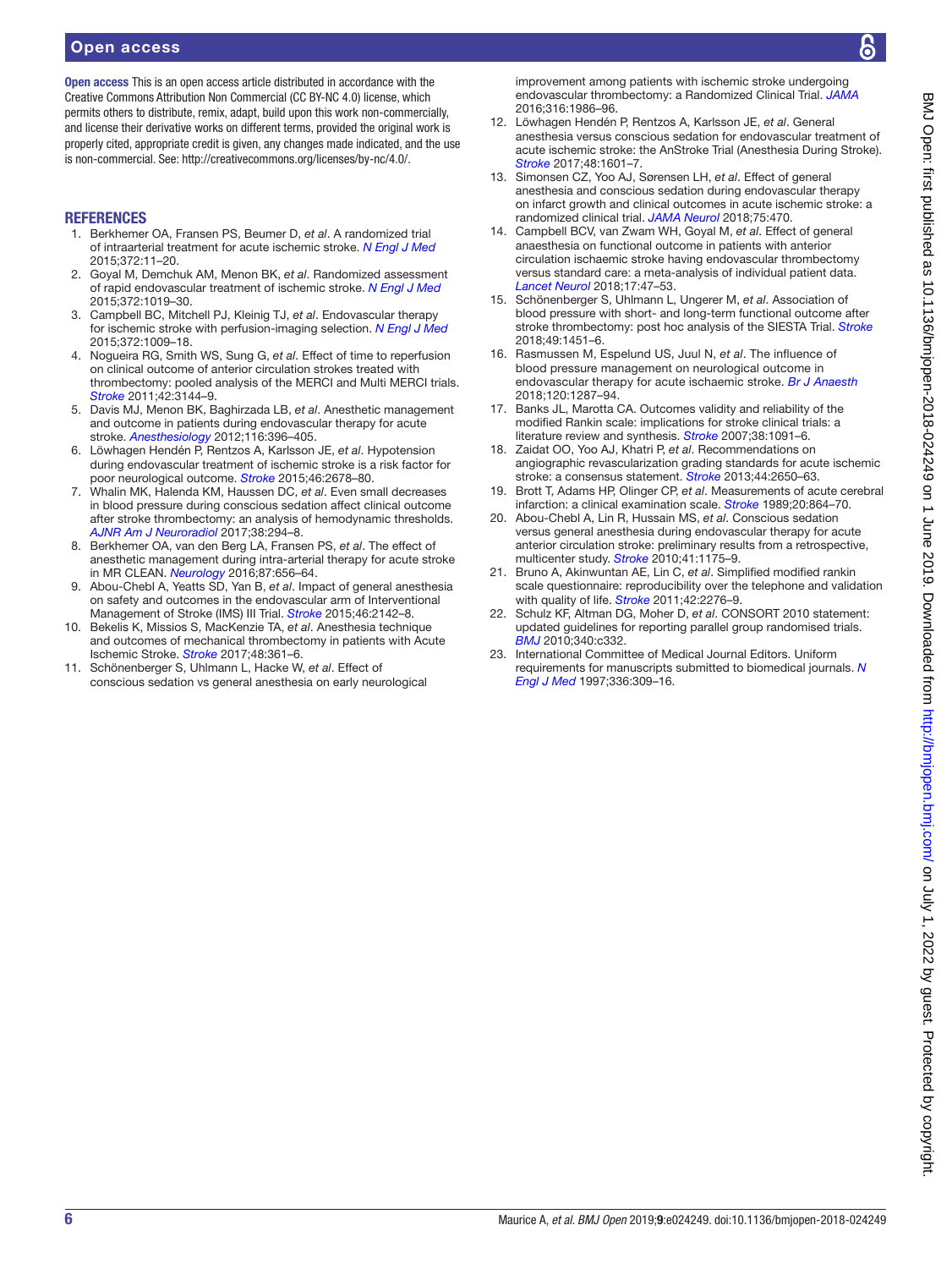**Open access** This is an open access article distributed in accordance with the Creative Commons Attribution Non Commercial (CC BY-NC 4.0) license, which permits others to distribute, remix, adapt, build upon this work non-commercially, and license their derivative works on different terms, provided the original work is properly cited, appropriate credit is given, any changes made indicated, and the use is non-commercial. See: http://creativecommons.org/licenses/by-nc/4.0/.

## REFERENCES

1. Berkhemer OA, Fransen PS, Beumer D, *et al*. A randomized trial of intraarterial treatment for acute ischemic stroke. *N Engl J Med* 2015;372:11–20.
2. Goyal M, Demchuk AM, Menon BK, *et al*. Randomized assessment of rapid endovascular treatment of ischemic stroke. *N Engl J Med* 2015;372:1019–30.
3. Campbell BC, Mitchell PJ, Kleinig TJ, *et al*. Endovascular therapy for ischemic stroke with perfusion-imaging selection. *N Engl J Med* 2015;372:1009–18.
4. Nogueira RG, Smith WS, Sung G, *et al*. Effect of time to reperfusion on clinical outcome of anterior circulation strokes treated with thrombectomy: pooled analysis of the MERCI and Multi MERCI trials. *Stroke* 2011;42:3144–9.
5. Davis MJ, Menon BK, Baghirzada LB, *et al*. Anesthetic management and outcome in patients during endovascular therapy for acute stroke. *Anesthesiology* 2012;116:396–405.
6. Löwhagen Hendén P, Rentzos A, Karlsson JE, *et al*. Hypotension during endovascular treatment of ischemic stroke is a risk factor for poor neurological outcome. *Stroke* 2015;46:2678–80.
7. Whalin MK, Halenda KM, Haussen DC, *et al*. Even small decreases in blood pressure during conscious sedation affect clinical outcome after stroke thrombectomy: an analysis of hemodynamic thresholds. *AJNR Am J Neuroradiol* 2017;38:294–8.
8. Berkhemer OA, van den Berg LA, Fransen PS, *et al*. The effect of anesthetic management during intra-arterial therapy for acute stroke in MR CLEAN. *Neurology* 2016;87:656–64.
9. Abou-Chebl A, Yeatts SD, Yan B, *et al*. Impact of general anesthesia on safety and outcomes in the endovascular arm of Interventional Management of Stroke (IMS) III Trial. *Stroke* 2015;46:2142–8.
10. Bekelis K, Missios S, MacKenzie TA, *et al*. Anesthesia technique and outcomes of mechanical thrombectomy in patients with Acute Ischemic Stroke. *Stroke* 2017;48:361–6.
11. Schönenberger S, Uhlmann L, Hacke W, *et al*. Effect of conscious sedation vs general anesthesia on early neurological improvement among patients with ischemic stroke undergoing endovascular thrombectomy: a Randomized Clinical Trial. *JAMA* 2016;316:1986–96.
12. Löwhagen Hendén P, Rentzos A, Karlsson JE, *et al*. General anesthesia versus conscious sedation for endovascular treatment of acute ischemic stroke: the AnStroke Trial (Anesthesia During Stroke). *Stroke* 2017;48:1601–7.
13. Simonsen CZ, Yoo AJ, Sørensen LH, *et al*. Effect of general anesthesia and conscious sedation during endovascular therapy on infarct growth and clinical outcomes in acute ischemic stroke: a randomized clinical trial. *JAMA Neurol* 2018;75:470.
14. Campbell BCV, van Zwam WH, Goyal M, *et al*. Effect of general anaesthesia on functional outcome in patients with anterior circulation ischaemic stroke having endovascular thrombectomy versus standard care: a meta-analysis of individual patient data. *Lancet Neurol* 2018;17:47–53.
15. Schönenberger S, Uhlmann L, Ungerer M, *et al*. Association of blood pressure with short- and long-term functional outcome after stroke thrombectomy: post hoc analysis of the SIESTA Trial. *Stroke* 2018;49:1451–6.
16. Rasmussen M, Espelund US, Juul N, *et al*. The influence of blood pressure management on neurological outcome in endovascular therapy for acute ischaemic stroke. *Br J Anaesth* 2018;120:1287–94.
17. Banks JL, Marotta CA. Outcomes validity and reliability of the modified Rankin scale: implications for stroke clinical trials: a literature review and synthesis. *Stroke* 2007;38:1091–6.
18. Zaidat OO, Yoo AJ, Khatri P, *et al*. Recommendations on angiographic revascularization grading standards for acute ischemic stroke: a consensus statement. *Stroke* 2013;44:2650–63.
19. Brott T, Adams HP, Olinger CP, *et al*. Measurements of acute cerebral infarction: a clinical examination scale. *Stroke* 1989;20:864–70.
20. Abou-Chebl A, Lin R, Hussain MS, *et al*. Conscious sedation versus general anesthesia during endovascular therapy for acute anterior circulation stroke: preliminary results from a retrospective, multicenter study. *Stroke* 2010;41:1175–9.
21. Bruno A, Akinwuntan AE, Lin C, *et al*. Simplified modified rankin scale questionnaire: reproducibility over the telephone and validation with quality of life. *Stroke* 2011;42:2276–9.
22. Schulz KF, Altman DG, Moher D, *et al*. CONSORT 2010 statement: updated guidelines for reporting parallel group randomised trials. *BMJ* 2010;340:c332.
23. International Committee of Medical Journal Editors. Uniform requirements for manuscripts submitted to biomedical journals. *N Engl J Med* 1997;336:309–16.